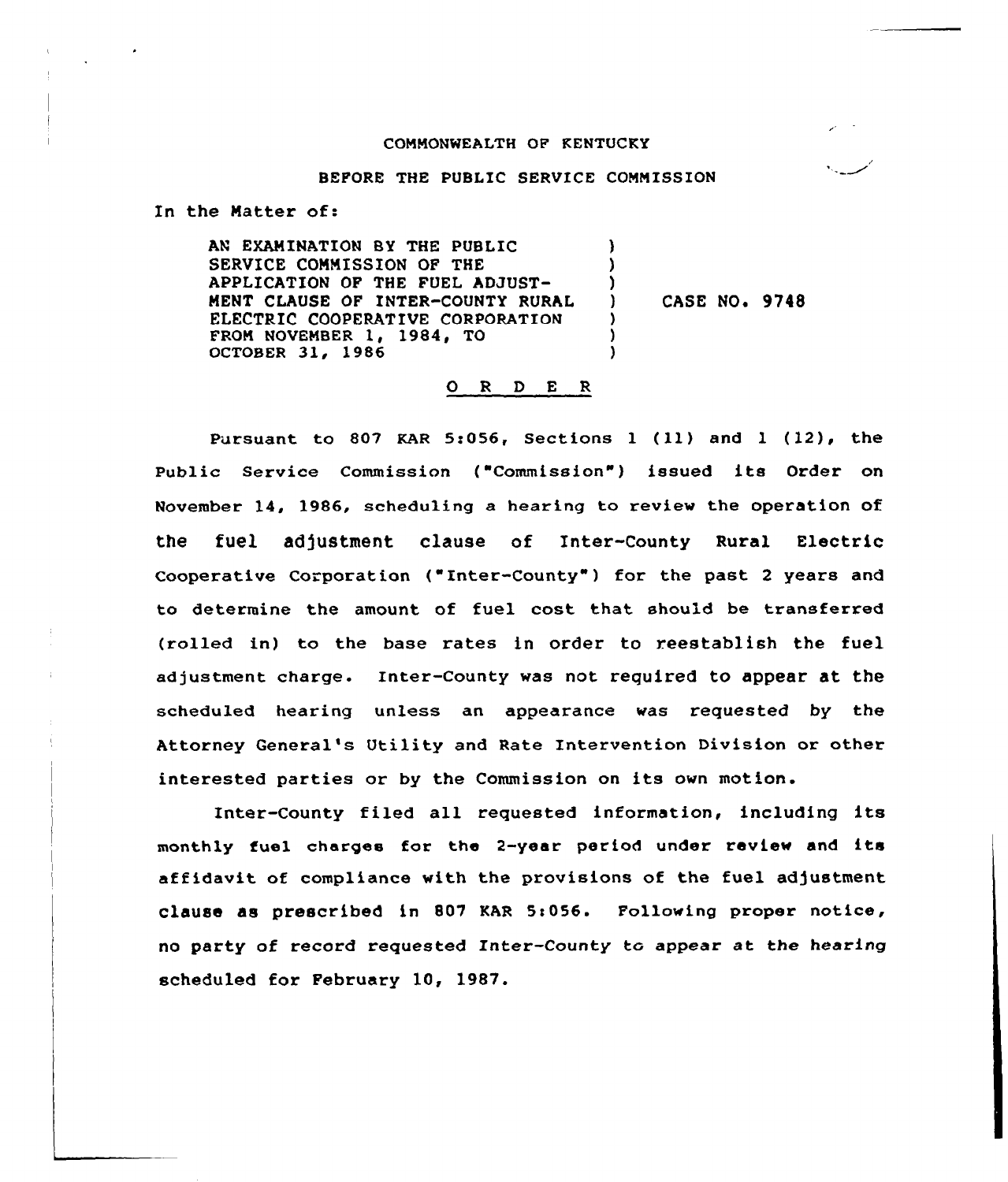COMMONWEALTH OF KENTUCKY

BEFORE THE PUBLIC SERVICE COMMISSION

In the Matter of:

| | | |
|---|---|---|
| AN EXAMINATION BY THE PUBLIC SERVICE COMMISSION OF THE APPLICATION OF THE FUEL ADJUSTMENT CLAUSE OF INTER-COUNTY RURAL ELECTRIC COOPERATIVE CORPORATION FROM NOVEMBER 1, 1984, TO OCTOBER 31, 1986 | ) | CASE NO. 9748 |

## O R D E R

Pursuant to 807 KAR 5:056, Sections 1 (11) and 1 (12), the Public Service Commission ("Commission") issued its Order on November 14, 1986, scheduling a hearing to review the operation of the fuel adjustment clause of Inter-County Rural Electric Cooperative Corporation ("Inter-County") for the past 2 years and to determine the amount of fuel cost that should be transferred (rolled in) to the base rates in order to reestablish the fuel adjustment charge. Inter-County was not required to appear at the scheduled hearing unless an appearance was requested by the Attorney General's Utility and Rate Intervention Division or other interested parties or by the Commission on its own motion.

Inter-County filed all requested information, including its monthly fuel charges for the 2-year period under review and its affidavit of compliance with the provisions of the fuel adjustment clause as prescribed in 807 KAR 5:056. Following proper notice, no party of record requested Inter-County to appear at the hearing scheduled for February 10, 1987.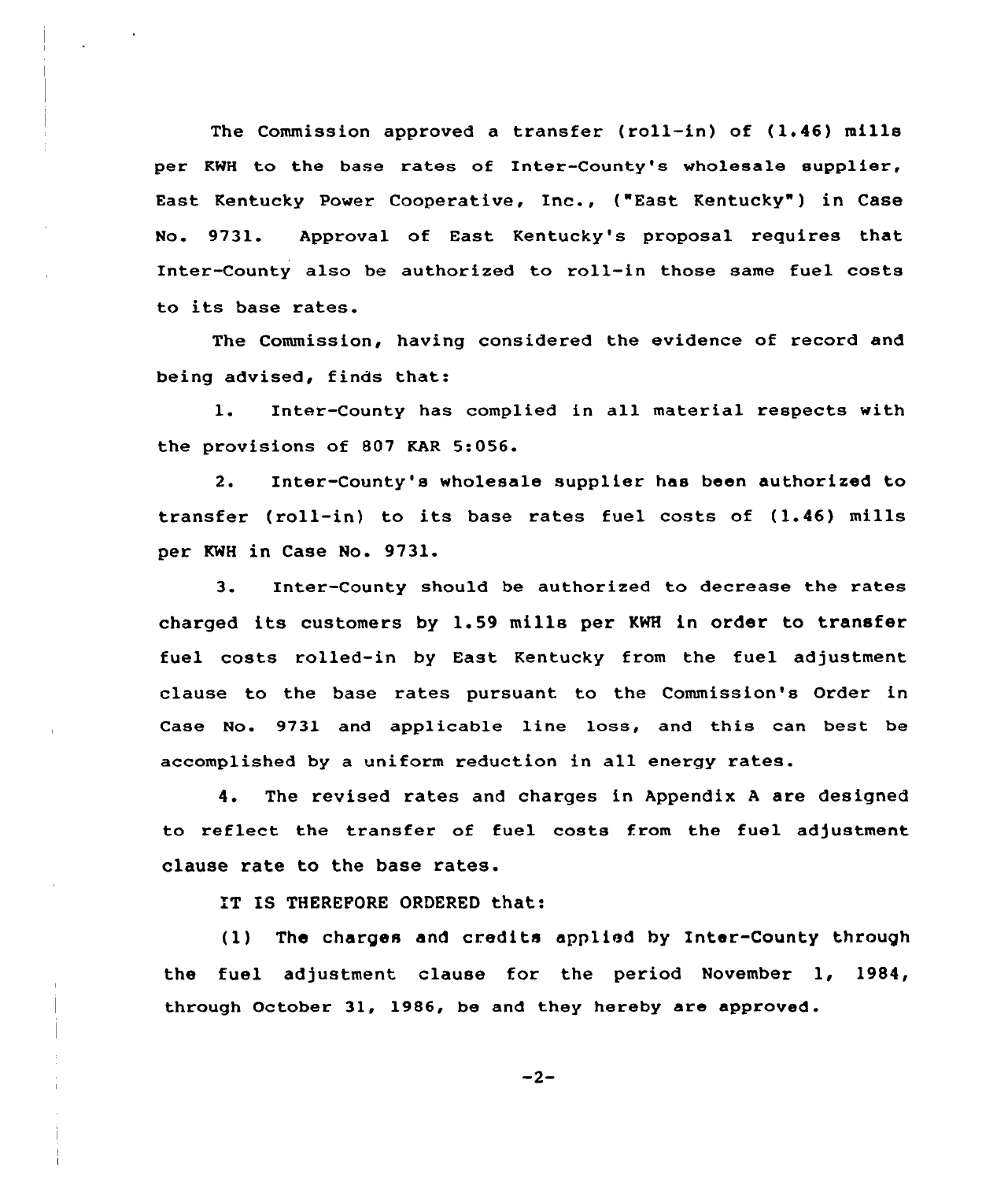The Commission approved a transfer (roll-in) of (1.46) mills per KWH to the base rates of Inter-County's wholesale supplier, East Kentucky Power Cooperative, Inc., ("East Kentucky") in Case No. 9731. Approval of East Kentucky's proposal requires that Inter-County also be authorized to roll-in those same fuel costs to its base rates.

The Commission, having considered the evidence of record and being advised, finds that:

1. Inter-County has complied in all material respects with the provisions of 807 KAR 5:056.

2. Inter-County's wholesale supplier has been authorized to transfer (roll-in) to its base rates fuel costs of (1.46) mills per KWH in Case No. 9731.

3. Inter-County should be authorized to decrease the rates charged its customers by 1.59 mills per KWH in order to transfer fuel costs rolled-in by East Kentucky from the fuel adjustment clause to the base rates pursuant to the Commission's Order in Case No. 9731 and applicable line loss, and this can best be accomplished by a uniform reduction in all energy rates.

4. The revised rates and charges in Appendix A are designed to reflect the transfer of fuel costs from the fuel adjustment clause rate to the base rates.

IT IS THEREFORE ORDERED that:

(1) The charges and credits applied by Inter-County through the fuel adjustment clause for the period November 1, 1984, through October 31, 1986, be and they hereby are approved.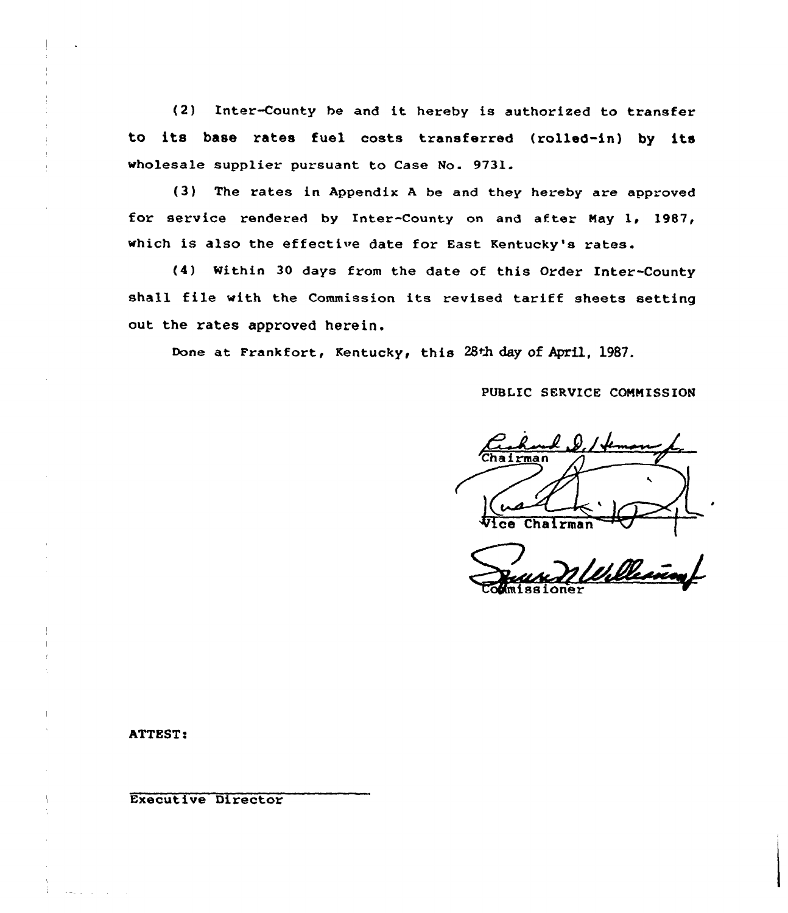(2) Inter-County be and it hereby is authorized to transfer to its base rates fuel costs transferred (rolled-in) by its wholesale supplier pursuant to Case No. 9731.

(3) The rates in Appendix A be and they hereby are approved for service rendered by Inter-County on and after May 1, 1987, which is also the effective date for East Kentucky's rates.

(4) Within 30 days from the date of this Order Inter-County shall file with the Commission its revised tariff sheets setting out the rates approved herein.

Done at Frankfort, Kentucky, this 28th day of April, 1987.

PUBLIC SERVICE COMMISSION

Chairman

Vice Chairman

Commissioner

ATTEST:

Executive Director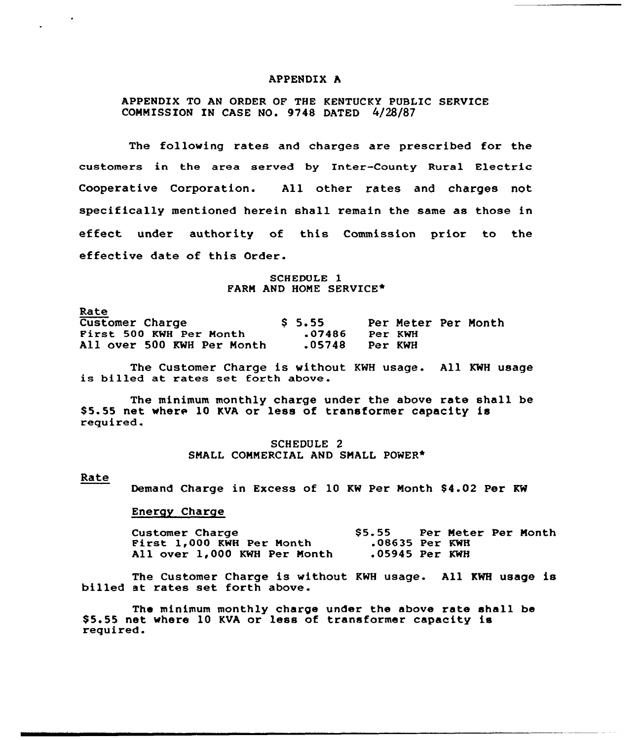# APPENDIX A

APPENDIX TO AN ORDER OF THE KENTUCKY PUBLIC SERVICE COMMISSION IN CASE NO. 9748 DATED 4/28/87

The following rates and charges are prescribed for the customers in the area served by Inter-County Rural Electric Cooperative Corporation. All other rates and charges not specifically mentioned herein shall remain the same as those in effect under authority of this Commission prior to the effective date of this Order.

## SCHEDULE 1
## FARM AND HOME SERVICE*

Rate

| | | |
|---|---|---|
| Customer Charge | $ 5.55 | Per Meter Per Month |
| First 500 KWH Per Month | .07486 | Per KWH |
| All over 500 KWH Per Month | .05748 | Per KWH |

The Customer Charge is without KWH usage. All KWH usage is billed at rates set forth above.

The minimum monthly charge under the above rate shall be $5.55 net where 10 KVA or less of transformer capacity is required.

## SCHEDULE 2
## SMALL COMMERCIAL AND SMALL POWER*

Rate

Demand Charge in Excess of 10 KW Per Month $4.02 Per KW

Energy Charge

| | | |
|---|---|---|
| Customer Charge | $5.55 | Per Meter Per Month |
| First 1,000 KWH Per Month | .08635 | Per KWH |
| All over 1,000 KWH Per Month | .05945 | Per KWH |

The Customer Charge is without KWH usage. All KWH usage is billed at rates set forth above.

The minimum monthly charge under the above rate shall be $5.55 net where 10 KVA or less of transformer capacity is required.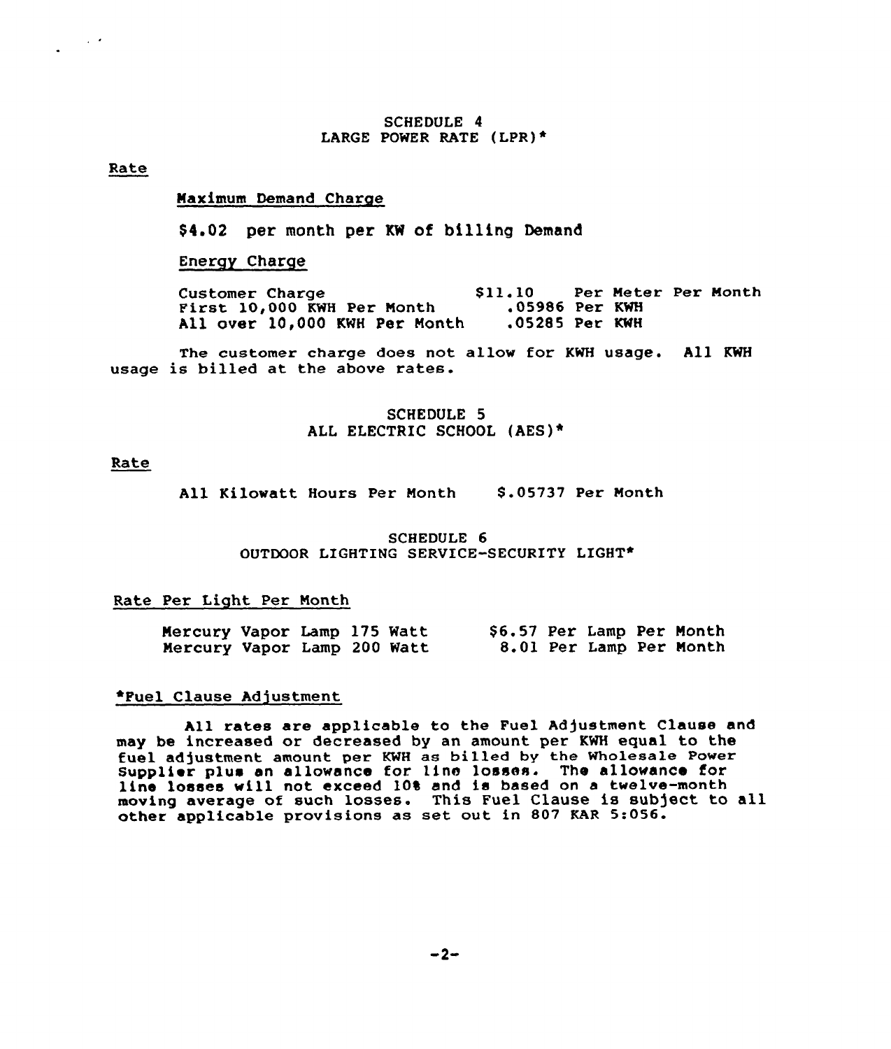## SCHEDULE 4
## LARGE POWER RATE (LPR)*

Rate

Maximum Demand Charge

$4.02 per month per KW of billing Demand

Energy Charge

| | | |
|---|---|---|
| Customer Charge | $11.10 | Per Meter Per Month |
| First 10,000 KWH Per Month | .05986 | Per KWH |
| All over 10,000 KWH Per Month | .05285 | Per KWH |

The customer charge does not allow for KWH usage. All KWH usage is billed at the above rates.

## SCHEDULE 5
## ALL ELECTRIC SCHOOL (AES)*

Rate

All Kilowatt Hours Per Month $.05737 Per Month

## SCHEDULE 6
## OUTDOOR LIGHTING SERVICE-SECURITY LIGHT*

Rate Per Light Per Month

| | |
|---|---|
| Mercury Vapor Lamp 175 Watt | $6.57 Per Lamp Per Month |
| Mercury Vapor Lamp 200 Watt | 8.01 Per Lamp Per Month |

*Fuel Clause Adjustment

All rates are applicable to the Fuel Adjustment Clause and may be increased or decreased by an amount per KWH equal to the fuel adjustment amount per KWH as billed by the Wholesale Power Supplier plus an allowance for line losses. The allowance for line losses will not exceed 10% and is based on a twelve-month moving average of such losses. This Fuel Clause is subject to all other applicable provisions as set out in 807 KAR 5:056.